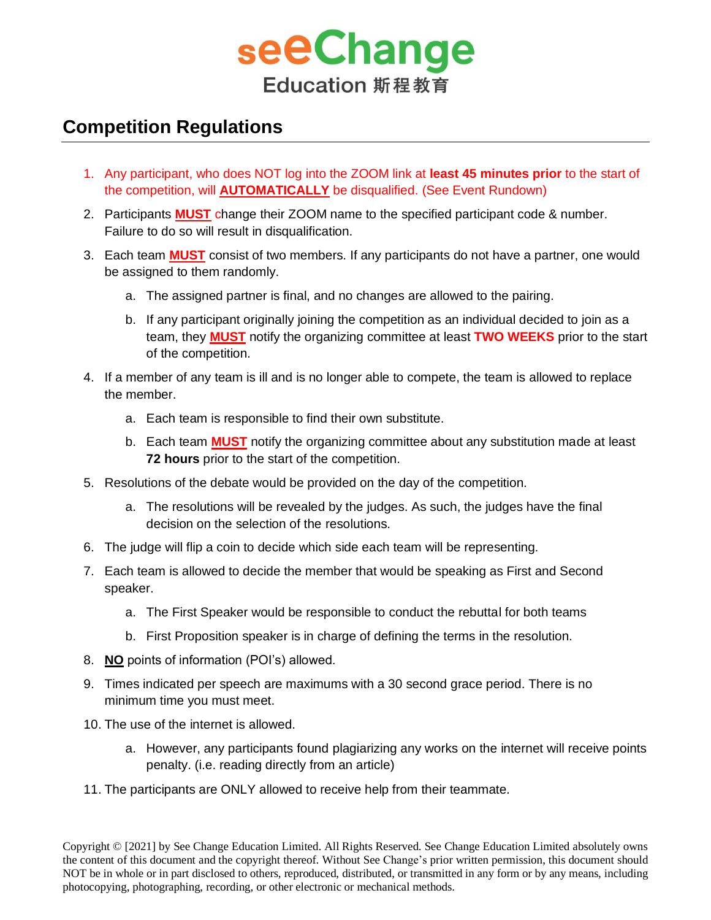seeChange

Education 斯程教育

## Competition Regulations

1. Any participant, who does NOT log into the ZOOM link at **least 45 minutes prior** to the start of the competition, will **AUTOMATICALLY** be disqualified. (See Event Rundown)
2. Participants **MUST** change their ZOOM name to the specified participant code & number. Failure to do so will result in disqualification.
3. Each team **MUST** consist of two members. If any participants do not have a partner, one would be assigned to them randomly.
   a. The assigned partner is final, and no changes are allowed to the pairing.
   b. If any participant originally joining the competition as an individual decided to join as a team, they **MUST** notify the organizing committee at least **TWO WEEKS** prior to the start of the competition.
4. If a member of any team is ill and is no longer able to compete, the team is allowed to replace the member.
   a. Each team is responsible to find their own substitute.
   b. Each team **MUST** notify the organizing committee about any substitution made at least **72 hours** prior to the start of the competition.
5. Resolutions of the debate would be provided on the day of the competition.
   a. The resolutions will be revealed by the judges. As such, the judges have the final decision on the selection of the resolutions.
6. The judge will flip a coin to decide which side each team will be representing.
7. Each team is allowed to decide the member that would be speaking as First and Second speaker.
   a. The First Speaker would be responsible to conduct the rebuttal for both teams
   b. First Proposition speaker is in charge of defining the terms in the resolution.
8. **NO** points of information (POI's) allowed.
9. Times indicated per speech are maximums with a 30 second grace period. There is no minimum time you must meet.
10. The use of the internet is allowed.
    a. However, any participants found plagiarizing any works on the internet will receive points penalty. (i.e. reading directly from an article)
11. The participants are ONLY allowed to receive help from their teammate.

Copyright © [2021] by See Change Education Limited. All Rights Reserved. See Change Education Limited absolutely owns the content of this document and the copyright thereof. Without See Change's prior written permission, this document should NOT be in whole or in part disclosed to others, reproduced, distributed, or transmitted in any form or by any means, including photocopying, photographing, recording, or other electronic or mechanical methods.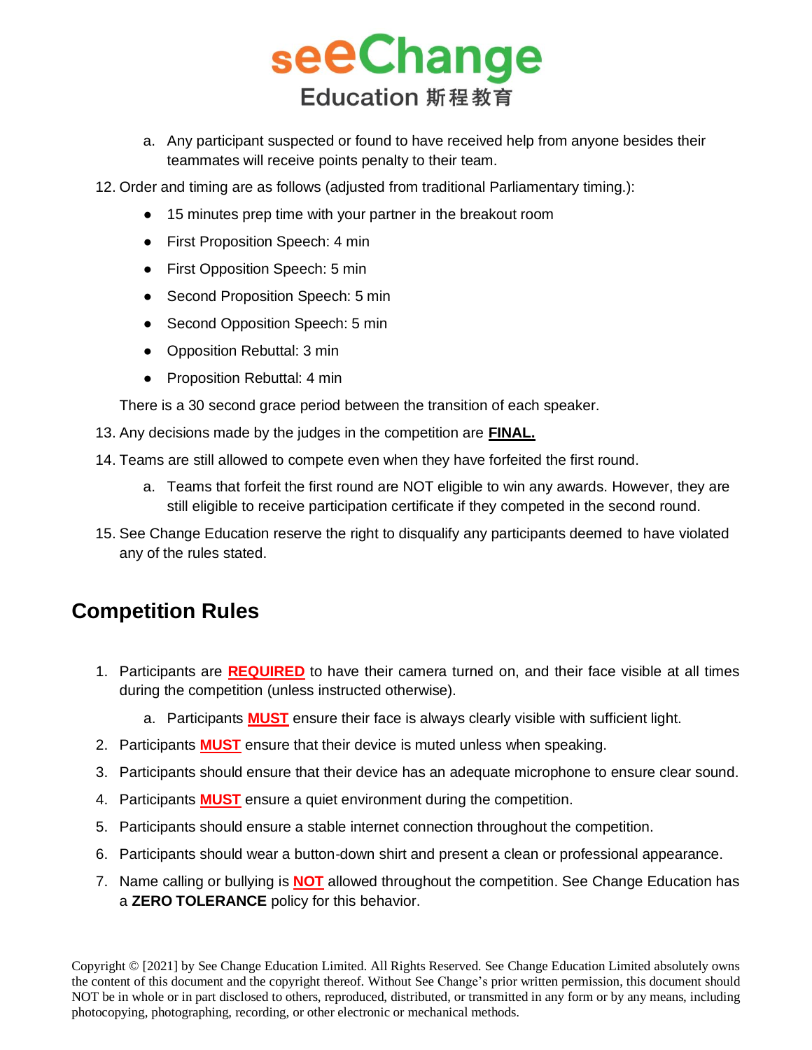a. Any participant suspected or found to have received help from anyone besides their teammates will receive points penalty to their team.

12. Order and timing are as follows (adjusted from traditional Parliamentary timing.):
    - 15 minutes prep time with your partner in the breakout room
    - First Proposition Speech: 4 min
    - First Opposition Speech: 5 min
    - Second Proposition Speech: 5 min
    - Second Opposition Speech: 5 min
    - Opposition Rebuttal: 3 min
    - Proposition Rebuttal: 4 min

    There is a 30 second grace period between the transition of each speaker.
13. Any decisions made by the judges in the competition are **FINAL.**
14. Teams are still allowed to compete even when they have forfeited the first round.
    a. Teams that forfeit the first round are NOT eligible to win any awards. However, they are still eligible to receive participation certificate if they competed in the second round.
15. See Change Education reserve the right to disqualify any participants deemed to have violated any of the rules stated.

## Competition Rules

1. Participants are **REQUIRED** to have their camera turned on, and their face visible at all times during the competition (unless instructed otherwise).
    a. Participants **MUST** ensure their face is always clearly visible with sufficient light.
2. Participants **MUST** ensure that their device is muted unless when speaking.
3. Participants should ensure that their device has an adequate microphone to ensure clear sound.
4. Participants **MUST** ensure a quiet environment during the competition.
5. Participants should ensure a stable internet connection throughout the competition.
6. Participants should wear a button-down shirt and present a clean or professional appearance.
7. Name calling or bullying is **NOT** allowed throughout the competition. See Change Education has a **ZERO TOLERANCE** policy for this behavior.

Copyright © [2021] by See Change Education Limited. All Rights Reserved. See Change Education Limited absolutely owns the content of this document and the copyright thereof. Without See Change's prior written permission, this document should NOT be in whole or in part disclosed to others, reproduced, distributed, or transmitted in any form or by any means, including photocopying, photographing, recording, or other electronic or mechanical methods.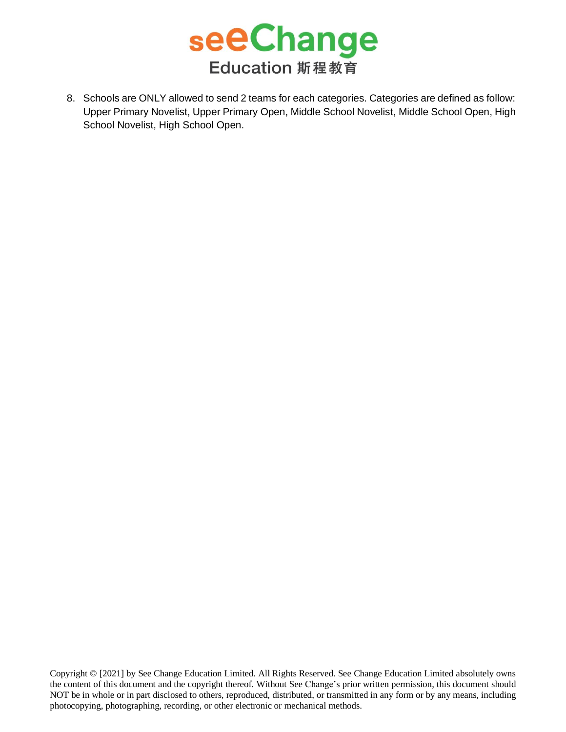8. Schools are ONLY allowed to send 2 teams for each categories. Categories are defined as follow: Upper Primary Novelist, Upper Primary Open, Middle School Novelist, Middle School Open, High School Novelist, High School Open.